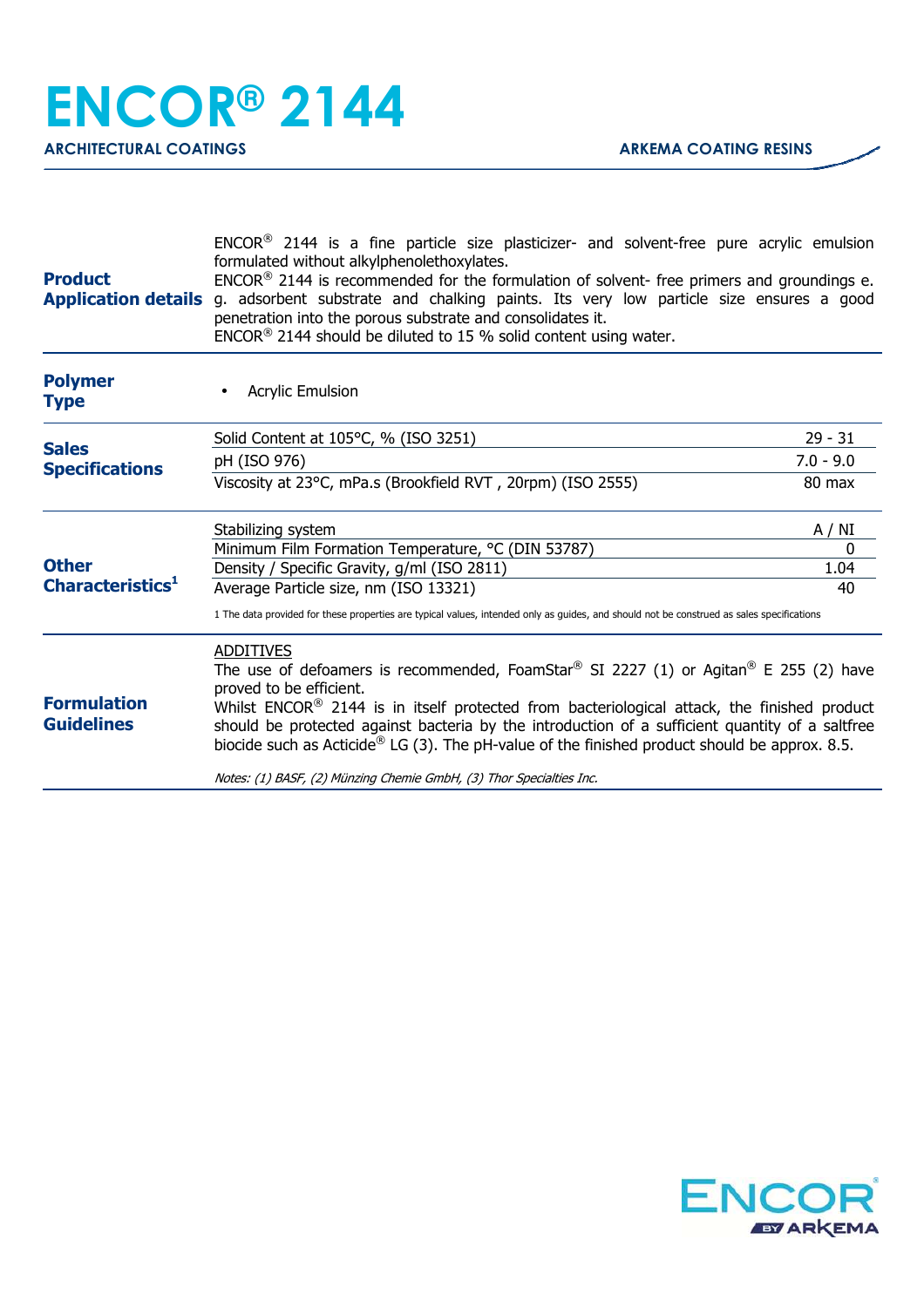# ENCOR® 2144

**ARCHITECTURAL COATINGS** — **ARKEMA COATING RESINS**

## Product Application details

ENCOR® 2144 is a fine particle size plasticizer- and solvent-free pure acrylic emulsion formulated without alkylphenolethoxylates.
ENCOR® 2144 is recommended for the formulation of solvent- free primers and groundings e. g. adsorbent substrate and chalking paints. Its very low particle size ensures a good penetration into the porous substrate and consolidates it.
ENCOR® 2144 should be diluted to 15 % solid content using water.

## Polymer Type

- Acrylic Emulsion

## Sales Specifications

| Property | Value |
|---|---|
| Solid Content at 105°C, % (ISO 3251) | 29 - 31 |
| pH (ISO 976) | 7.0 - 9.0 |
| Viscosity at 23°C, mPa.s (Brookfield RVT , 20rpm) (ISO 2555) | 80 max |

## Other Characteristics[1]

| Property | Value |
|---|---|
| Stabilizing system | A / NI |
| Minimum Film Formation Temperature, °C (DIN 53787) | 0 |
| Density / Specific Gravity, g/ml (ISO 2811) | 1.04 |
| Average Particle size, nm (ISO 13321) | 40 |

1 The data provided for these properties are typical values, intended only as guides, and should not be construed as sales specifications

## Formulation Guidelines

ADDITIVES
The use of defoamers is recommended, FoamStar® SI 2227 (1) or Agitan® E 255 (2) have proved to be efficient.
Whilst ENCOR® 2144 is in itself protected from bacteriological attack, the finished product should be protected against bacteria by the introduction of a sufficient quantity of a saltfree biocide such as Acticide® LG (3). The pH-value of the finished product should be approx. 8.5.

*Notes: (1) BASF, (2) Münzing Chemie GmbH, (3) Thor Specialties Inc.*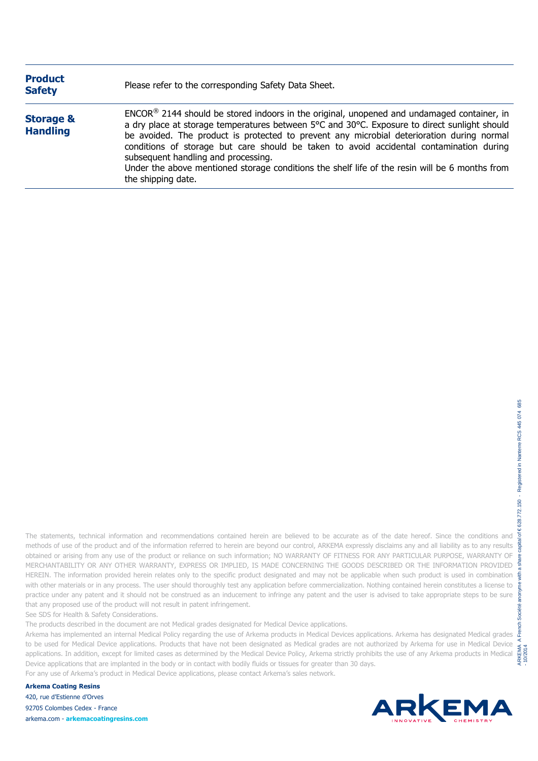| | |
|---|---|
| **Product Safety** | Please refer to the corresponding Safety Data Sheet. |
| **Storage & Handling** | ENCOR® 2144 should be stored indoors in the original, unopened and undamaged container, in a dry place at storage temperatures between 5°C and 30°C. Exposure to direct sunlight should be avoided. The product is protected to prevent any microbial deterioration during normal conditions of storage but care should be taken to avoid accidental contamination during subsequent handling and processing. Under the above mentioned storage conditions the shelf life of the resin will be 6 months from the shipping date. |

The statements, technical information and recommendations contained herein are believed to be accurate as of the date hereof. Since the conditions and methods of use of the product and of the information referred to herein are beyond our control, ARKEMA expressly disclaims any and all liability as to any results obtained or arising from any use of the product or reliance on such information; NO WARRANTY OF FITNESS FOR ANY PARTICULAR PURPOSE, WARRANTY OF MERCHANTABILITY OR ANY OTHER WARRANTY, EXPRESS OR IMPLIED, IS MADE CONCERNING THE GOODS DESCRIBED OR THE INFORMATION PROVIDED HEREIN. The information provided herein relates only to the specific product designated and may not be applicable when such product is used in combination with other materials or in any process. The user should thoroughly test any application before commercialization. Nothing contained herein constitutes a license to practice under any patent and it should not be construed as an inducement to infringe any patent and the user is advised to take appropriate steps to be sure that any proposed use of the product will not result in patent infringement.

See SDS for Health & Safety Considerations.

The products described in the document are not Medical grades designated for Medical Device applications.

Arkema has implemented an internal Medical Policy regarding the use of Arkema products in Medical Devices applications. Arkema has designated Medical grades to be used for Medical Device applications. Products that have not been designated as Medical grades are not authorized by Arkema for use in Medical Device applications. In addition, except for limited cases as determined by the Medical Device Policy, Arkema strictly prohibits the use of any Arkema products in Medical Device applications that are implanted in the body or in contact with bodily fluids or tissues for greater than 30 days.

For any use of Arkema's product in Medical Device applications, please contact Arkema's sales network.

**Arkema Coating Resins**
420, rue d'Estienne d'Orves
92705 Colombes Cedex - France
arkema.com - **arkemacoatingresins.com**

ARKEMA A French Société anonyme with a share capital of € 628.772.150 - Registered in Nanterre RCS 445 074 685 - 10/2014